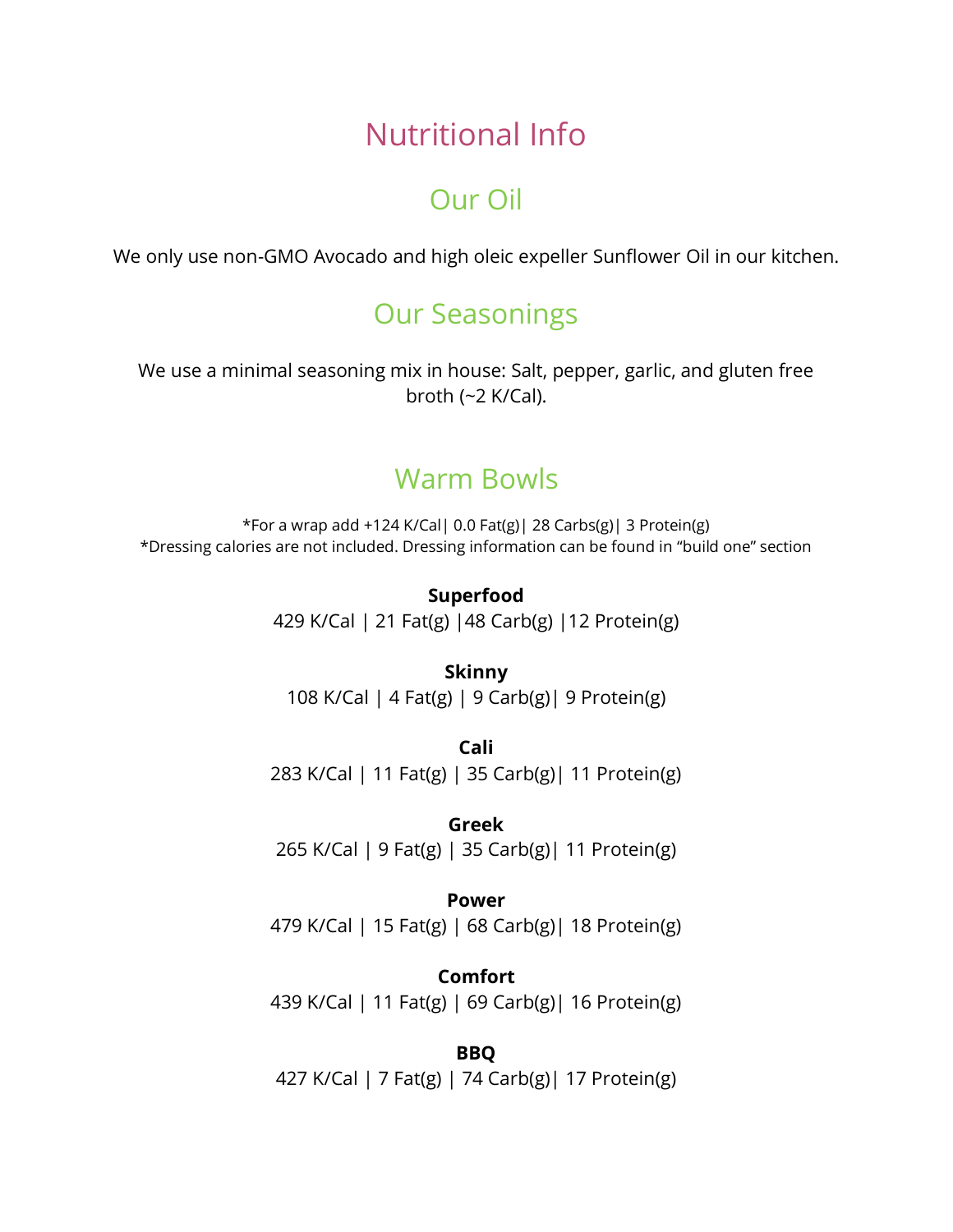# Nutritional Info

## Our Oil

We only use non-GMO Avocado and high oleic expeller Sunflower Oil in our kitchen.

## Our Seasonings

We use a minimal seasoning mix in house: Salt, pepper, garlic, and gluten free broth (~2 K/Cal).

## Warm Bowls

*For a wrap add +124 K/Cal| 0.0 Fat(g)| 28 Carbs(g)| 3 Protein(g)
*Dressing calories are not included. Dressing information can be found in "build one" section

**Superfood**
429 K/Cal | 21 Fat(g) |48 Carb(g) |12 Protein(g)

**Skinny**
108 K/Cal | 4 Fat(g) | 9 Carb(g)| 9 Protein(g)

**Cali**
283 K/Cal | 11 Fat(g) | 35 Carb(g)| 11 Protein(g)

**Greek**
265 K/Cal | 9 Fat(g) | 35 Carb(g)| 11 Protein(g)

**Power**
479 K/Cal | 15 Fat(g) | 68 Carb(g)| 18 Protein(g)

**Comfort**
439 K/Cal | 11 Fat(g) | 69 Carb(g)| 16 Protein(g)

**BBQ**
427 K/Cal | 7 Fat(g) | 74 Carb(g)| 17 Protein(g)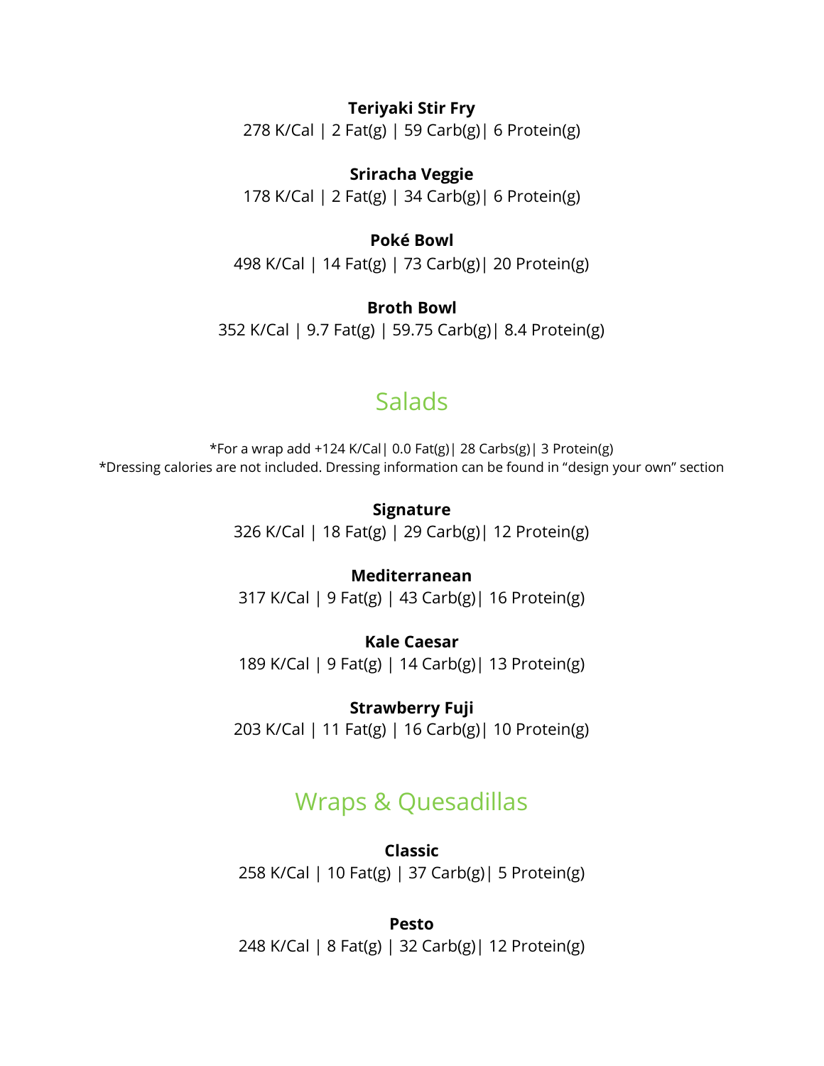**Teriyaki Stir Fry**
278 K/Cal | 2 Fat(g) | 59 Carb(g)| 6 Protein(g)

**Sriracha Veggie**
178 K/Cal | 2 Fat(g) | 34 Carb(g)| 6 Protein(g)

**Poké Bowl**
498 K/Cal | 14 Fat(g) | 73 Carb(g)| 20 Protein(g)

**Broth Bowl**
352 K/Cal | 9.7 Fat(g) | 59.75 Carb(g)| 8.4 Protein(g)

## Salads

*For a wrap add +124 K/Cal| 0.0 Fat(g)| 28 Carbs(g)| 3 Protein(g)
*Dressing calories are not included. Dressing information can be found in "design your own" section

**Signature**
326 K/Cal | 18 Fat(g) | 29 Carb(g)| 12 Protein(g)

**Mediterranean**
317 K/Cal | 9 Fat(g) | 43 Carb(g)| 16 Protein(g)

**Kale Caesar**
189 K/Cal | 9 Fat(g) | 14 Carb(g)| 13 Protein(g)

**Strawberry Fuji**
203 K/Cal | 11 Fat(g) | 16 Carb(g)| 10 Protein(g)

## Wraps & Quesadillas

**Classic**
258 K/Cal | 10 Fat(g) | 37 Carb(g)| 5 Protein(g)

**Pesto**
248 K/Cal | 8 Fat(g) | 32 Carb(g)| 12 Protein(g)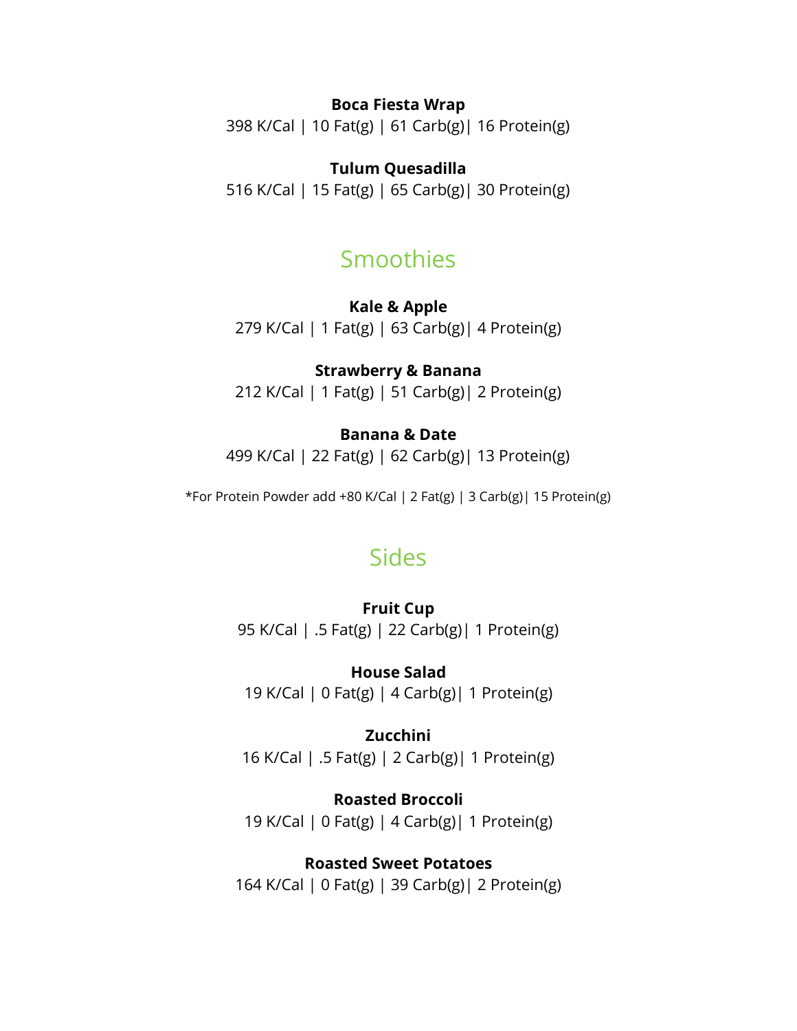**Boca Fiesta Wrap**
398 K/Cal | 10 Fat(g) | 61 Carb(g)| 16 Protein(g)

**Tulum Quesadilla**
516 K/Cal | 15 Fat(g) | 65 Carb(g)| 30 Protein(g)

## Smoothies

**Kale & Apple**
279 K/Cal | 1 Fat(g) | 63 Carb(g)| 4 Protein(g)

**Strawberry & Banana**
212 K/Cal | 1 Fat(g) | 51 Carb(g)| 2 Protein(g)

**Banana & Date**
499 K/Cal | 22 Fat(g) | 62 Carb(g)| 13 Protein(g)

*For Protein Powder add +80 K/Cal | 2 Fat(g) | 3 Carb(g)| 15 Protein(g)

## Sides

**Fruit Cup**
95 K/Cal | .5 Fat(g) | 22 Carb(g)| 1 Protein(g)

**House Salad**
19 K/Cal | 0 Fat(g) | 4 Carb(g)| 1 Protein(g)

**Zucchini**
16 K/Cal | .5 Fat(g) | 2 Carb(g)| 1 Protein(g)

**Roasted Broccoli**
19 K/Cal | 0 Fat(g) | 4 Carb(g)| 1 Protein(g)

**Roasted Sweet Potatoes**
164 K/Cal | 0 Fat(g) | 39 Carb(g)| 2 Protein(g)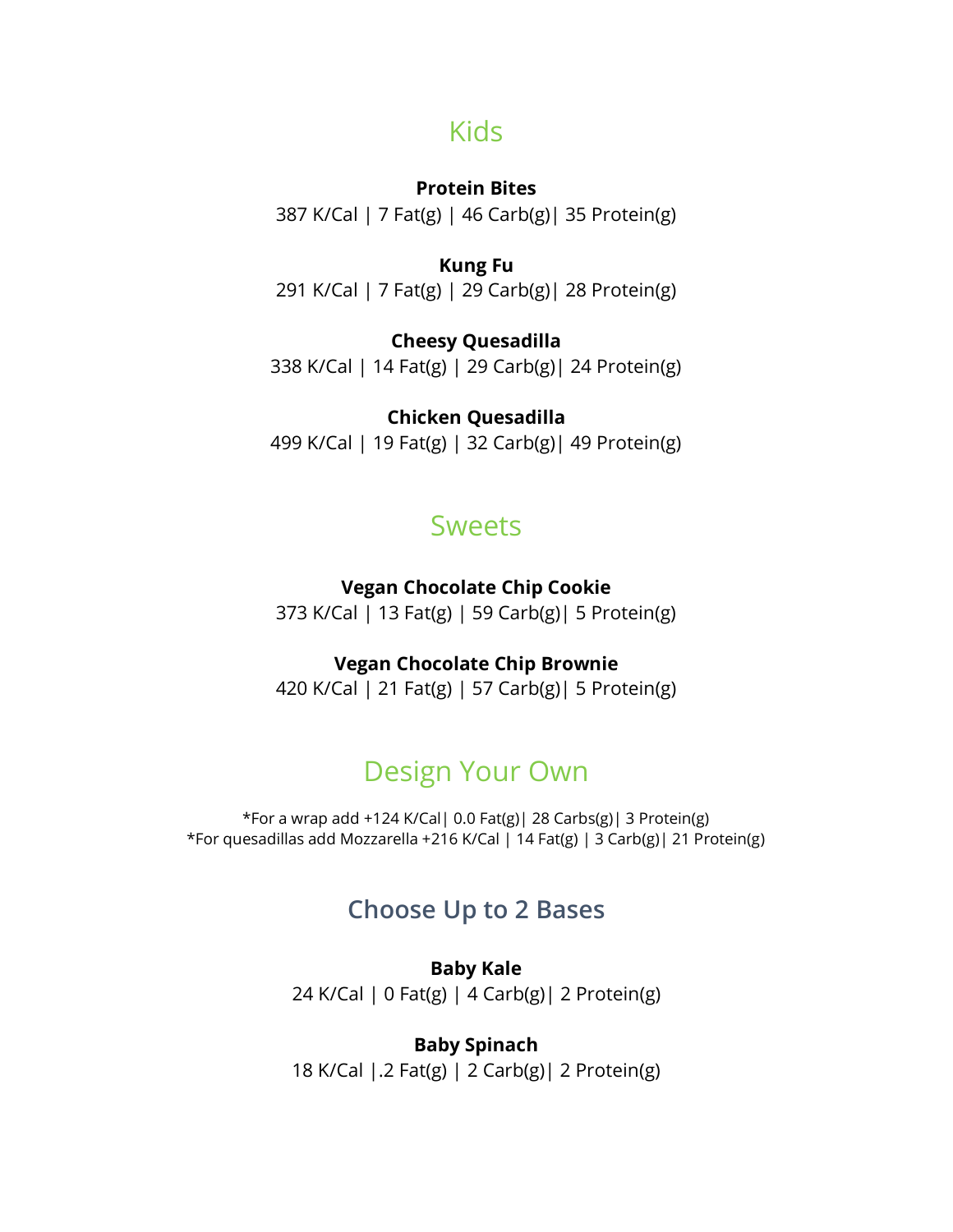## Kids

**Protein Bites**
387 K/Cal | 7 Fat(g) | 46 Carb(g)| 35 Protein(g)

**Kung Fu**
291 K/Cal | 7 Fat(g) | 29 Carb(g)| 28 Protein(g)

**Cheesy Quesadilla**
338 K/Cal | 14 Fat(g) | 29 Carb(g)| 24 Protein(g)

**Chicken Quesadilla**
499 K/Cal | 19 Fat(g) | 32 Carb(g)| 49 Protein(g)

## Sweets

**Vegan Chocolate Chip Cookie**
373 K/Cal | 13 Fat(g) | 59 Carb(g)| 5 Protein(g)

**Vegan Chocolate Chip Brownie**
420 K/Cal | 21 Fat(g) | 57 Carb(g)| 5 Protein(g)

## Design Your Own

*For a wrap add +124 K/Cal| 0.0 Fat(g)| 28 Carbs(g)| 3 Protein(g)
*For quesadillas add Mozzarella +216 K/Cal | 14 Fat(g) | 3 Carb(g)| 21 Protein(g)

### Choose Up to 2 Bases

**Baby Kale**
24 K/Cal | 0 Fat(g) | 4 Carb(g)| 2 Protein(g)

**Baby Spinach**
18 K/Cal |.2 Fat(g) | 2 Carb(g)| 2 Protein(g)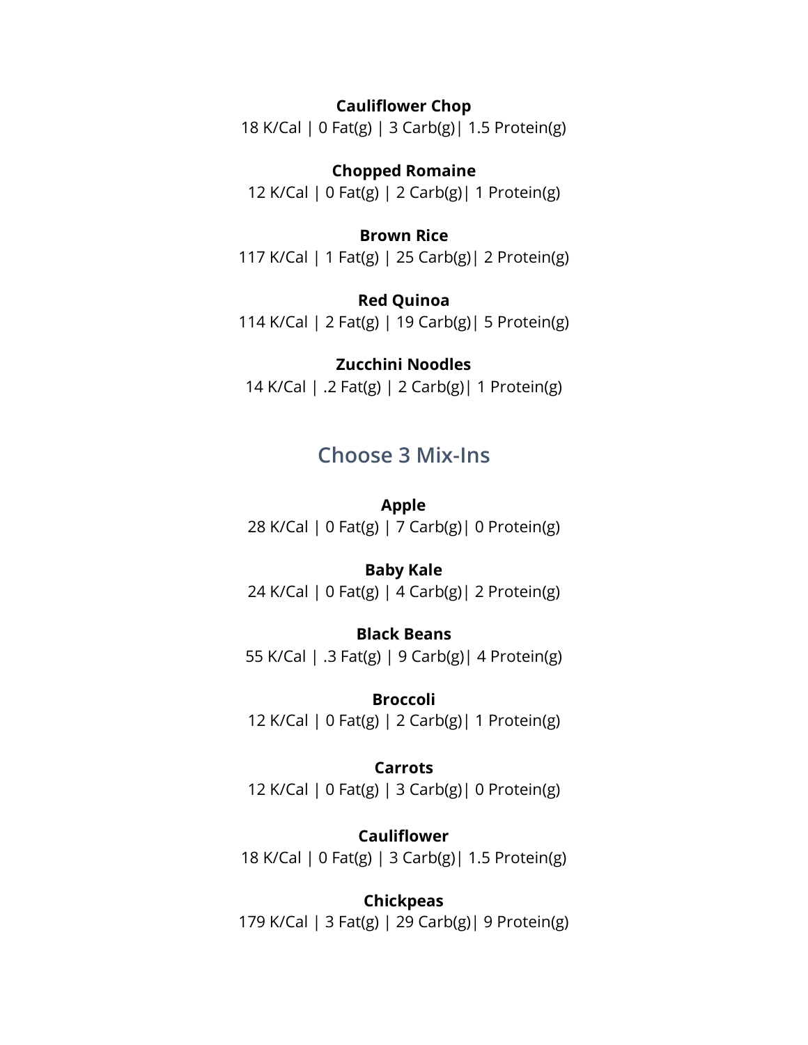**Cauliflower Chop**
18 K/Cal | 0 Fat(g) | 3 Carb(g)| 1.5 Protein(g)

**Chopped Romaine**
12 K/Cal | 0 Fat(g) | 2 Carb(g)| 1 Protein(g)

**Brown Rice**
117 K/Cal | 1 Fat(g) | 25 Carb(g)| 2 Protein(g)

**Red Quinoa**
114 K/Cal | 2 Fat(g) | 19 Carb(g)| 5 Protein(g)

**Zucchini Noodles**
14 K/Cal | .2 Fat(g) | 2 Carb(g)| 1 Protein(g)

## Choose 3 Mix-Ins

**Apple**
28 K/Cal | 0 Fat(g) | 7 Carb(g)| 0 Protein(g)

**Baby Kale**
24 K/Cal | 0 Fat(g) | 4 Carb(g)| 2 Protein(g)

**Black Beans**
55 K/Cal | .3 Fat(g) | 9 Carb(g)| 4 Protein(g)

**Broccoli**
12 K/Cal | 0 Fat(g) | 2 Carb(g)| 1 Protein(g)

**Carrots**
12 K/Cal | 0 Fat(g) | 3 Carb(g)| 0 Protein(g)

**Cauliflower**
18 K/Cal | 0 Fat(g) | 3 Carb(g)| 1.5 Protein(g)

**Chickpeas**
179 K/Cal | 3 Fat(g) | 29 Carb(g)| 9 Protein(g)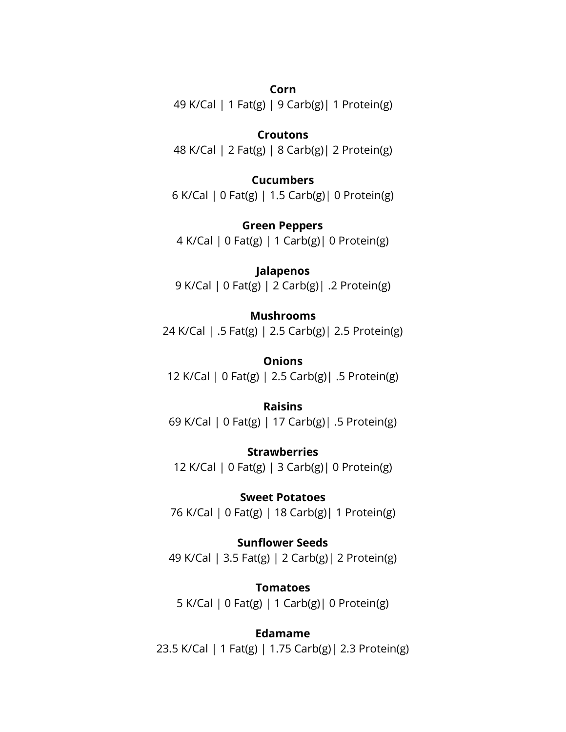**Corn**
49 K/Cal | 1 Fat(g) | 9 Carb(g)| 1 Protein(g)

**Croutons**
48 K/Cal | 2 Fat(g) | 8 Carb(g)| 2 Protein(g)

**Cucumbers**
6 K/Cal | 0 Fat(g) | 1.5 Carb(g)| 0 Protein(g)

**Green Peppers**
4 K/Cal | 0 Fat(g) | 1 Carb(g)| 0 Protein(g)

**Jalapenos**
9 K/Cal | 0 Fat(g) | 2 Carb(g)| .2 Protein(g)

**Mushrooms**
24 K/Cal | .5 Fat(g) | 2.5 Carb(g)| 2.5 Protein(g)

**Onions**
12 K/Cal | 0 Fat(g) | 2.5 Carb(g)| .5 Protein(g)

**Raisins**
69 K/Cal | 0 Fat(g) | 17 Carb(g)| .5 Protein(g)

**Strawberries**
12 K/Cal | 0 Fat(g) | 3 Carb(g)| 0 Protein(g)

**Sweet Potatoes**
76 K/Cal | 0 Fat(g) | 18 Carb(g)| 1 Protein(g)

**Sunflower Seeds**
49 K/Cal | 3.5 Fat(g) | 2 Carb(g)| 2 Protein(g)

**Tomatoes**
5 K/Cal | 0 Fat(g) | 1 Carb(g)| 0 Protein(g)

**Edamame**
23.5 K/Cal | 1 Fat(g) | 1.75 Carb(g)| 2.3 Protein(g)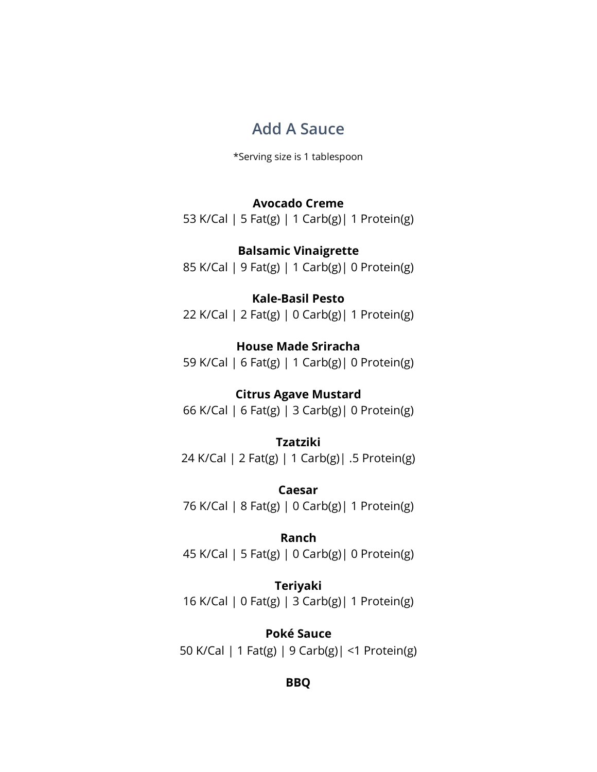## Add A Sauce

*Serving size is 1 tablespoon

**Avocado Creme**
53 K/Cal | 5 Fat(g) | 1 Carb(g)| 1 Protein(g)

**Balsamic Vinaigrette**
85 K/Cal | 9 Fat(g) | 1 Carb(g)| 0 Protein(g)

**Kale-Basil Pesto**
22 K/Cal | 2 Fat(g) | 0 Carb(g)| 1 Protein(g)

**House Made Sriracha**
59 K/Cal | 6 Fat(g) | 1 Carb(g)| 0 Protein(g)

**Citrus Agave Mustard**
66 K/Cal | 6 Fat(g) | 3 Carb(g)| 0 Protein(g)

**Tzatziki**
24 K/Cal | 2 Fat(g) | 1 Carb(g)| .5 Protein(g)

**Caesar**
76 K/Cal | 8 Fat(g) | 0 Carb(g)| 1 Protein(g)

**Ranch**
45 K/Cal | 5 Fat(g) | 0 Carb(g)| 0 Protein(g)

**Teriyaki**
16 K/Cal | 0 Fat(g) | 3 Carb(g)| 1 Protein(g)

**Poké Sauce**
50 K/Cal | 1 Fat(g) | 9 Carb(g)| <1 Protein(g)

**BBQ**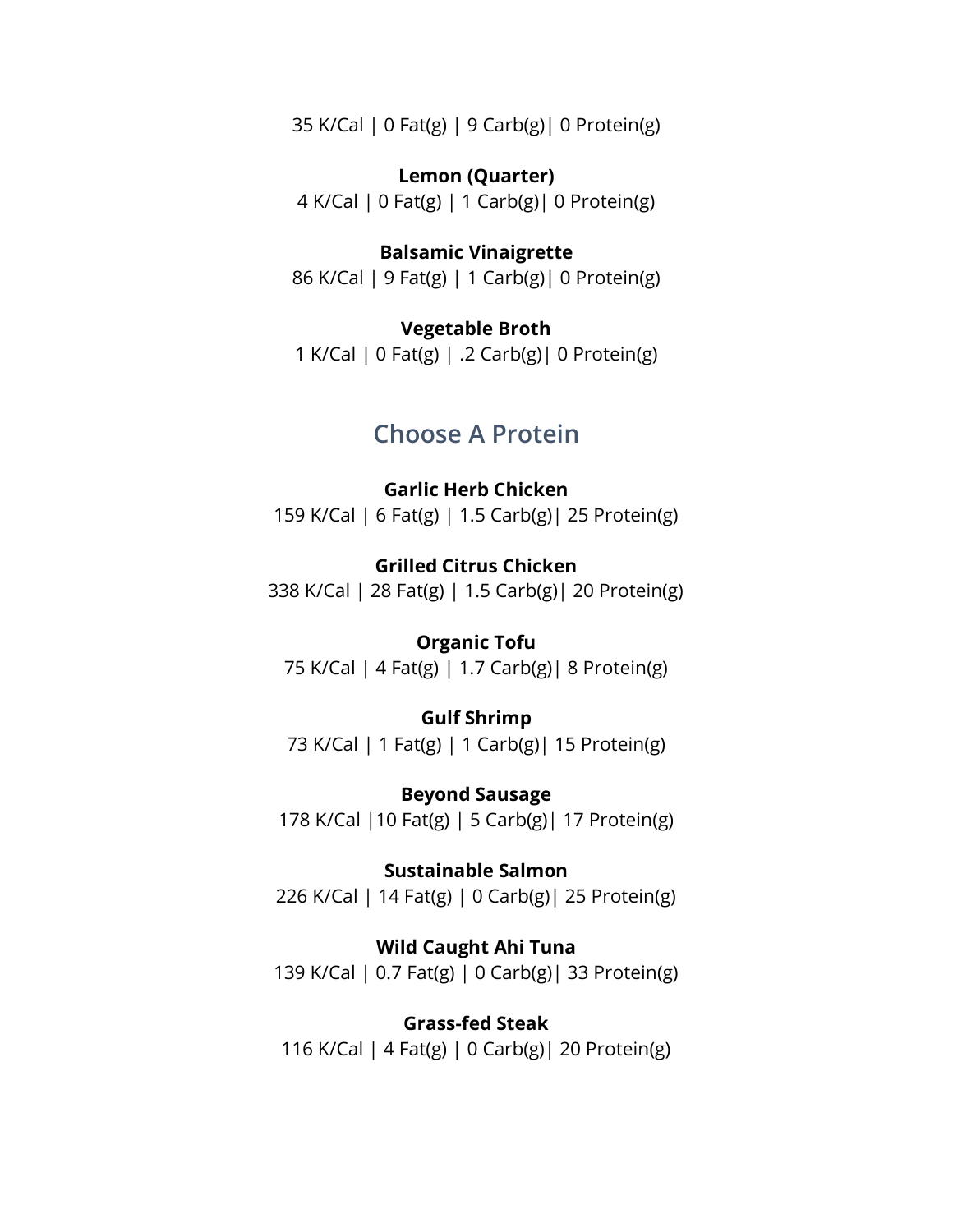35 K/Cal | 0 Fat(g) | 9 Carb(g)| 0 Protein(g)

**Lemon (Quarter)**
4 K/Cal | 0 Fat(g) | 1 Carb(g)| 0 Protein(g)

**Balsamic Vinaigrette**
86 K/Cal | 9 Fat(g) | 1 Carb(g)| 0 Protein(g)

**Vegetable Broth**
1 K/Cal | 0 Fat(g) | .2 Carb(g)| 0 Protein(g)

## Choose A Protein

**Garlic Herb Chicken**
159 K/Cal | 6 Fat(g) | 1.5 Carb(g)| 25 Protein(g)

**Grilled Citrus Chicken**
338 K/Cal | 28 Fat(g) | 1.5 Carb(g)| 20 Protein(g)

**Organic Tofu**
75 K/Cal | 4 Fat(g) | 1.7 Carb(g)| 8 Protein(g)

**Gulf Shrimp**
73 K/Cal | 1 Fat(g) | 1 Carb(g)| 15 Protein(g)

**Beyond Sausage**
178 K/Cal |10 Fat(g) | 5 Carb(g)| 17 Protein(g)

**Sustainable Salmon**
226 K/Cal | 14 Fat(g) | 0 Carb(g)| 25 Protein(g)

**Wild Caught Ahi Tuna**
139 K/Cal | 0.7 Fat(g) | 0 Carb(g)| 33 Protein(g)

**Grass-fed Steak**
116 K/Cal | 4 Fat(g) | 0 Carb(g)| 20 Protein(g)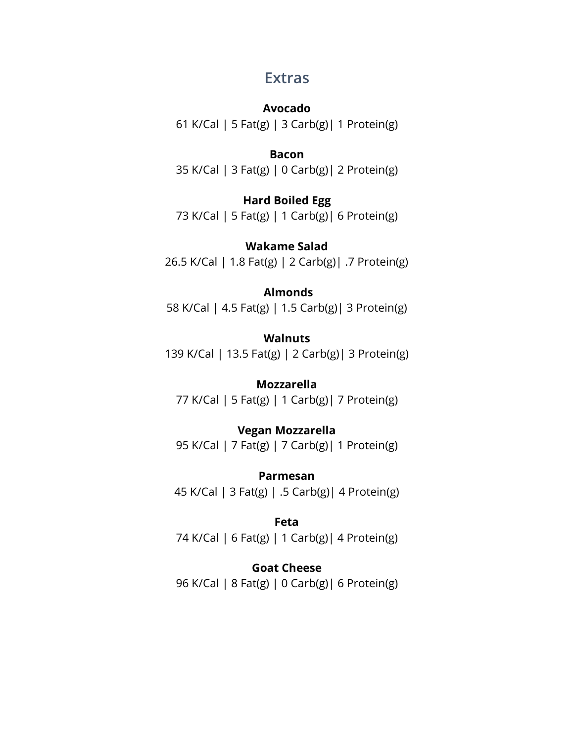## Extras

**Avocado**
61 K/Cal | 5 Fat(g) | 3 Carb(g)| 1 Protein(g)

**Bacon**
35 K/Cal | 3 Fat(g) | 0 Carb(g)| 2 Protein(g)

**Hard Boiled Egg**
73 K/Cal | 5 Fat(g) | 1 Carb(g)| 6 Protein(g)

**Wakame Salad**
26.5 K/Cal | 1.8 Fat(g) | 2 Carb(g)| .7 Protein(g)

**Almonds**
58 K/Cal | 4.5 Fat(g) | 1.5 Carb(g)| 3 Protein(g)

**Walnuts**
139 K/Cal | 13.5 Fat(g) | 2 Carb(g)| 3 Protein(g)

**Mozzarella**
77 K/Cal | 5 Fat(g) | 1 Carb(g)| 7 Protein(g)

**Vegan Mozzarella**
95 K/Cal | 7 Fat(g) | 7 Carb(g)| 1 Protein(g)

**Parmesan**
45 K/Cal | 3 Fat(g) | .5 Carb(g)| 4 Protein(g)

**Feta**
74 K/Cal | 6 Fat(g) | 1 Carb(g)| 4 Protein(g)

**Goat Cheese**
96 K/Cal | 8 Fat(g) | 0 Carb(g)| 6 Protein(g)